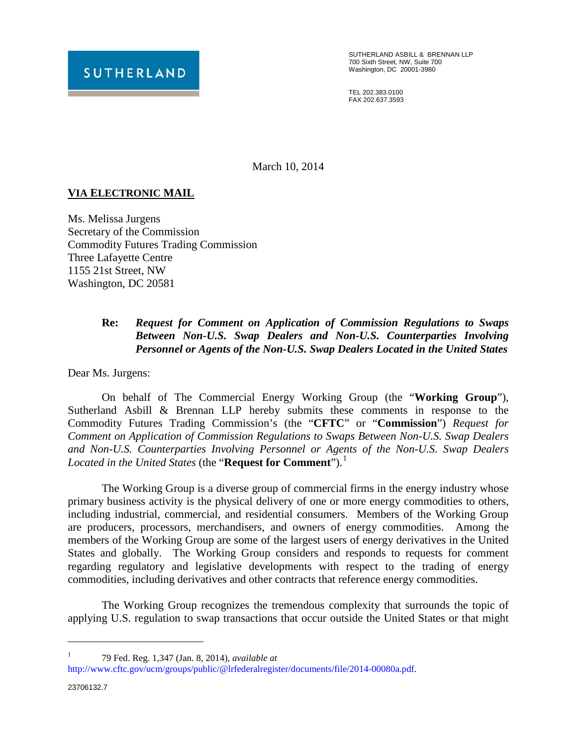SUTHERLAND

SUTHERLAND ASBILL & BRENNAN LLP
700 Sixth Street, NW, Suite 700
Washington, DC 20001-3980

TEL 202.383.0100
FAX 202.637.3593

March 10, 2014

**VIA ELECTRONIC MAIL**

Ms. Melissa Jurgens
Secretary of the Commission
Commodity Futures Trading Commission
Three Lafayette Centre
1155 21st Street, NW
Washington, DC 20581

**Re:** ***Request for Comment on Application of Commission Regulations to Swaps Between Non-U.S. Swap Dealers and Non-U.S. Counterparties Involving Personnel or Agents of the Non-U.S. Swap Dealers Located in the United States***

Dear Ms. Jurgens:

On behalf of The Commercial Energy Working Group (the "**Working Group**"), Sutherland Asbill & Brennan LLP hereby submits these comments in response to the Commodity Futures Trading Commission's (the "**CFTC**" or "**Commission**") *Request for Comment on Application of Commission Regulations to Swaps Between Non-U.S. Swap Dealers and Non-U.S. Counterparties Involving Personnel or Agents of the Non-U.S. Swap Dealers Located in the United States* (the "**Request for Comment**").[1]

The Working Group is a diverse group of commercial firms in the energy industry whose primary business activity is the physical delivery of one or more energy commodities to others, including industrial, commercial, and residential consumers. Members of the Working Group are producers, processors, merchandisers, and owners of energy commodities. Among the members of the Working Group are some of the largest users of energy derivatives in the United States and globally. The Working Group considers and responds to requests for comment regarding regulatory and legislative developments with respect to the trading of energy commodities, including derivatives and other contracts that reference energy commodities.

The Working Group recognizes the tremendous complexity that surrounds the topic of applying U.S. regulation to swap transactions that occur outside the United States or that might

---

[1] 79 Fed. Reg. 1,347 (Jan. 8, 2014), *available at* http://www.cftc.gov/ucm/groups/public/@lrfederalregister/documents/file/2014-00080a.pdf.

23706132.7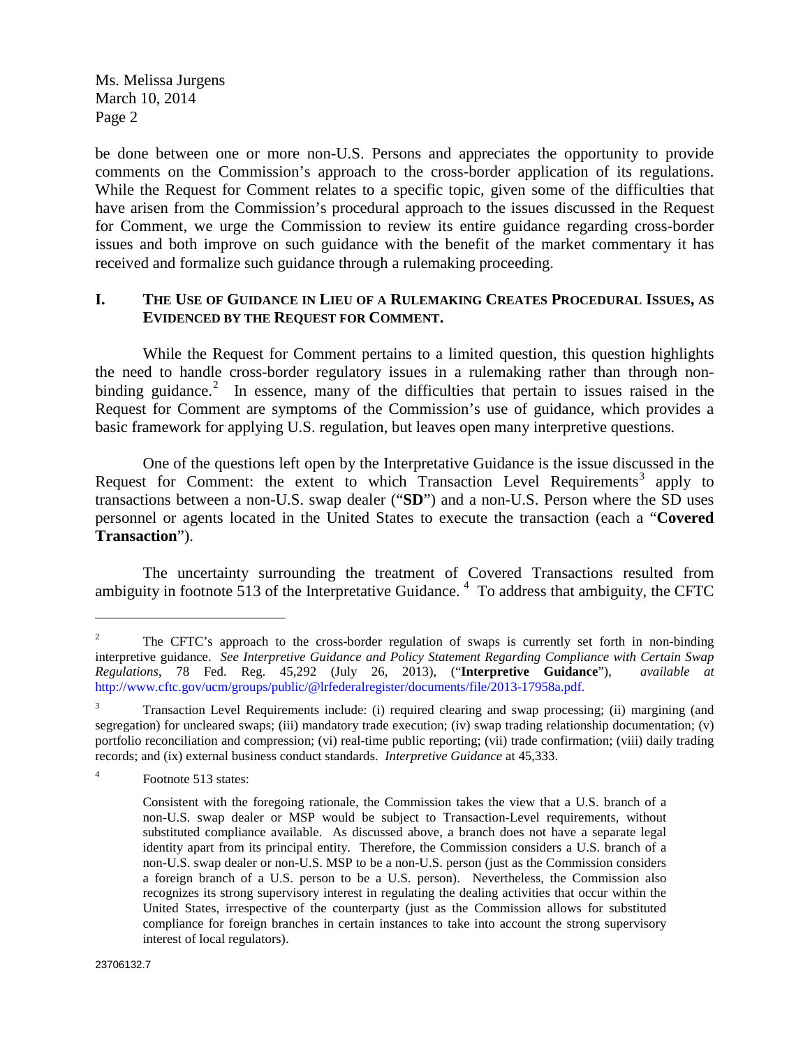be done between one or more non-U.S. Persons and appreciates the opportunity to provide comments on the Commission's approach to the cross-border application of its regulations. While the Request for Comment relates to a specific topic, given some of the difficulties that have arisen from the Commission's procedural approach to the issues discussed in the Request for Comment, we urge the Commission to review its entire guidance regarding cross-border issues and both improve on such guidance with the benefit of the market commentary it has received and formalize such guidance through a rulemaking proceeding.

## I. THE USE OF GUIDANCE IN LIEU OF A RULEMAKING CREATES PROCEDURAL ISSUES, AS EVIDENCED BY THE REQUEST FOR COMMENT.

While the Request for Comment pertains to a limited question, this question highlights the need to handle cross-border regulatory issues in a rulemaking rather than through non-binding guidance.[2] In essence, many of the difficulties that pertain to issues raised in the Request for Comment are symptoms of the Commission's use of guidance, which provides a basic framework for applying U.S. regulation, but leaves open many interpretive questions.

One of the questions left open by the Interpretative Guidance is the issue discussed in the Request for Comment: the extent to which Transaction Level Requirements[3] apply to transactions between a non-U.S. swap dealer ("**SD**") and a non-U.S. Person where the SD uses personnel or agents located in the United States to execute the transaction (each a "**Covered Transaction**").

The uncertainty surrounding the treatment of Covered Transactions resulted from ambiguity in footnote 513 of the Interpretative Guidance.[4] To address that ambiguity, the CFTC

---

[2] The CFTC's approach to the cross-border regulation of swaps is currently set forth in non-binding interpretive guidance. *See Interpretive Guidance and Policy Statement Regarding Compliance with Certain Swap Regulations*, 78 Fed. Reg. 45,292 (July 26, 2013), ("**Interpretive Guidance**"), *available at* http://www.cftc.gov/ucm/groups/public/@lrfederalregister/documents/file/2013-17958a.pdf.

[3] Transaction Level Requirements include: (i) required clearing and swap processing; (ii) margining (and segregation) for uncleared swaps; (iii) mandatory trade execution; (iv) swap trading relationship documentation; (v) portfolio reconciliation and compression; (vi) real-time public reporting; (vii) trade confirmation; (viii) daily trading records; and (ix) external business conduct standards. *Interpretive Guidance* at 45,333.

[4] Footnote 513 states:

> Consistent with the foregoing rationale, the Commission takes the view that a U.S. branch of a non-U.S. swap dealer or MSP would be subject to Transaction-Level requirements, without substituted compliance available. As discussed above, a branch does not have a separate legal identity apart from its principal entity. Therefore, the Commission considers a U.S. branch of a non-U.S. swap dealer or non-U.S. MSP to be a non-U.S. person (just as the Commission considers a foreign branch of a U.S. person to be a U.S. person). Nevertheless, the Commission also recognizes its strong supervisory interest in regulating the dealing activities that occur within the United States, irrespective of the counterparty (just as the Commission allows for substituted compliance for foreign branches in certain instances to take into account the strong supervisory interest of local regulators).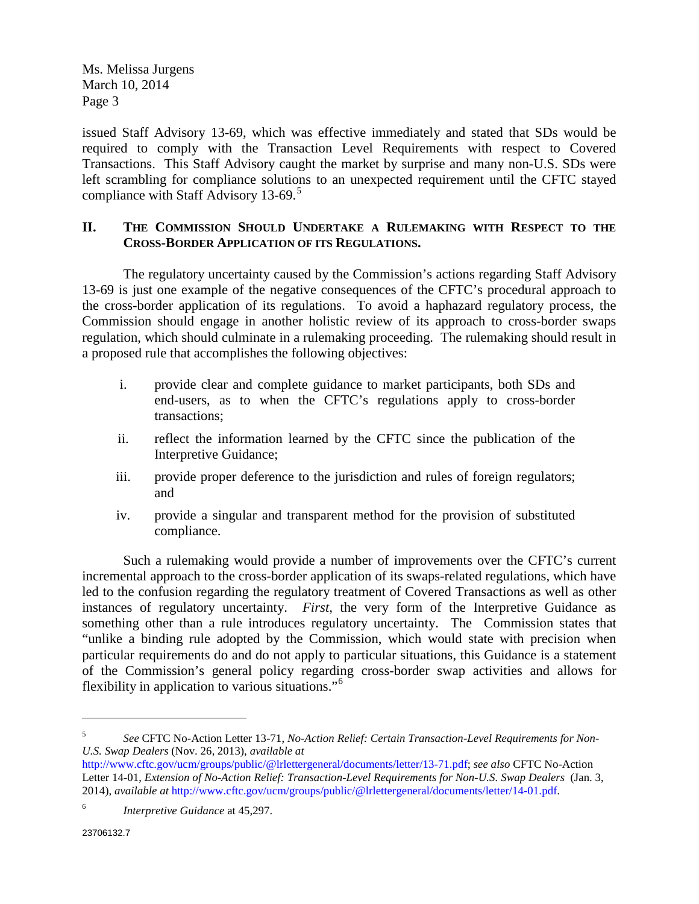issued Staff Advisory 13-69, which was effective immediately and stated that SDs would be required to comply with the Transaction Level Requirements with respect to Covered Transactions. This Staff Advisory caught the market by surprise and many non-U.S. SDs were left scrambling for compliance solutions to an unexpected requirement until the CFTC stayed compliance with Staff Advisory 13-69.[5]

## II. The Commission Should Undertake a Rulemaking with Respect to the Cross-Border Application of its Regulations.

The regulatory uncertainty caused by the Commission's actions regarding Staff Advisory 13-69 is just one example of the negative consequences of the CFTC's procedural approach to the cross-border application of its regulations. To avoid a haphazard regulatory process, the Commission should engage in another holistic review of its approach to cross-border swaps regulation, which should culminate in a rulemaking proceeding. The rulemaking should result in a proposed rule that accomplishes the following objectives:

i. provide clear and complete guidance to market participants, both SDs and end-users, as to when the CFTC's regulations apply to cross-border transactions;

ii. reflect the information learned by the CFTC since the publication of the Interpretive Guidance;

iii. provide proper deference to the jurisdiction and rules of foreign regulators; and

iv. provide a singular and transparent method for the provision of substituted compliance.

Such a rulemaking would provide a number of improvements over the CFTC's current incremental approach to the cross-border application of its swaps-related regulations, which have led to the confusion regarding the regulatory treatment of Covered Transactions as well as other instances of regulatory uncertainty. *First*, the very form of the Interpretive Guidance as something other than a rule introduces regulatory uncertainty. The Commission states that "unlike a binding rule adopted by the Commission, which would state with precision when particular requirements do and do not apply to particular situations, this Guidance is a statement of the Commission's general policy regarding cross-border swap activities and allows for flexibility in application to various situations."[6]

---

[5] *See* CFTC No-Action Letter 13-71, *No-Action Relief: Certain Transaction-Level Requirements for Non-U.S. Swap Dealers* (Nov. 26, 2013), *available at* http://www.cftc.gov/ucm/groups/public/@lrlettergeneral/documents/letter/13-71.pdf; *see also* CFTC No-Action Letter 14-01, *Extension of No-Action Relief: Transaction-Level Requirements for Non-U.S. Swap Dealers* (Jan. 3, 2014), *available at* http://www.cftc.gov/ucm/groups/public/@lrlettergeneral/documents/letter/14-01.pdf.

[6] *Interpretive Guidance* at 45,297.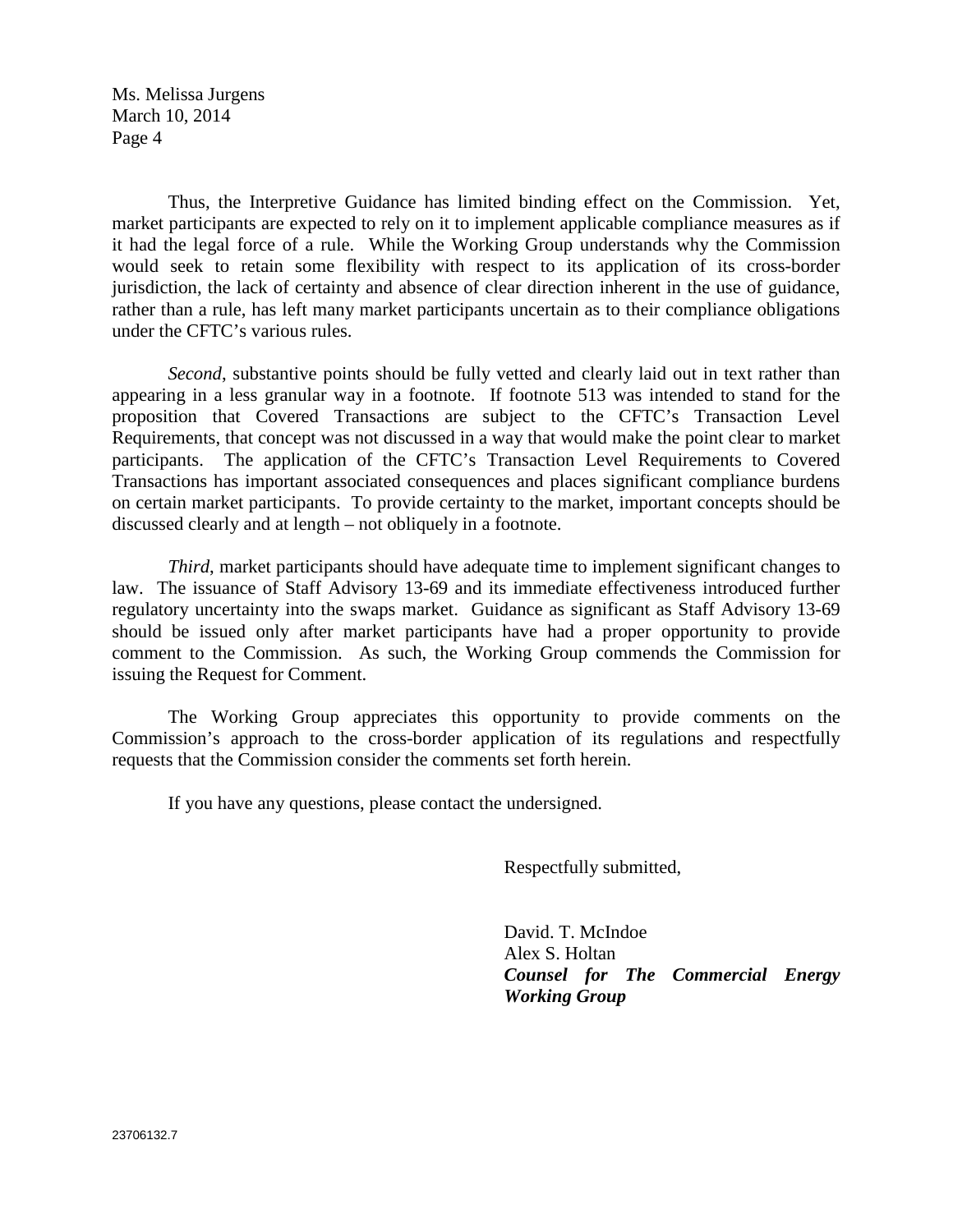Thus, the Interpretive Guidance has limited binding effect on the Commission. Yet, market participants are expected to rely on it to implement applicable compliance measures as if it had the legal force of a rule. While the Working Group understands why the Commission would seek to retain some flexibility with respect to its application of its cross-border jurisdiction, the lack of certainty and absence of clear direction inherent in the use of guidance, rather than a rule, has left many market participants uncertain as to their compliance obligations under the CFTC's various rules.

*Second*, substantive points should be fully vetted and clearly laid out in text rather than appearing in a less granular way in a footnote. If footnote 513 was intended to stand for the proposition that Covered Transactions are subject to the CFTC's Transaction Level Requirements, that concept was not discussed in a way that would make the point clear to market participants. The application of the CFTC's Transaction Level Requirements to Covered Transactions has important associated consequences and places significant compliance burdens on certain market participants. To provide certainty to the market, important concepts should be discussed clearly and at length – not obliquely in a footnote.

*Third*, market participants should have adequate time to implement significant changes to law. The issuance of Staff Advisory 13-69 and its immediate effectiveness introduced further regulatory uncertainty into the swaps market. Guidance as significant as Staff Advisory 13-69 should be issued only after market participants have had a proper opportunity to provide comment to the Commission. As such, the Working Group commends the Commission for issuing the Request for Comment.

The Working Group appreciates this opportunity to provide comments on the Commission's approach to the cross-border application of its regulations and respectfully requests that the Commission consider the comments set forth herein.

If you have any questions, please contact the undersigned.

Respectfully submitted,

David. T. McIndoe
Alex S. Holtan
***Counsel for The Commercial Energy Working Group***

23706132.7